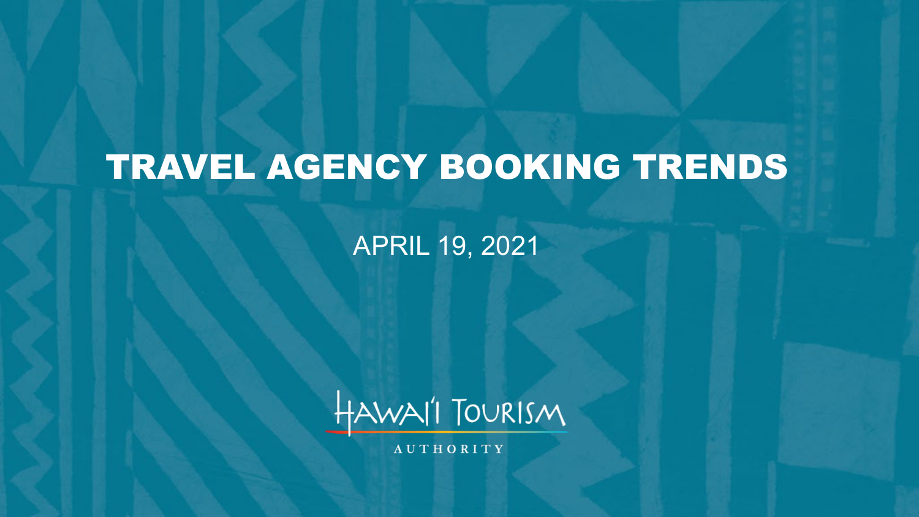# TRAVEL AGENCY BOOKING TRENDS

APRIL 19, 2021

HAWAI'I TOURISM AUTHORITY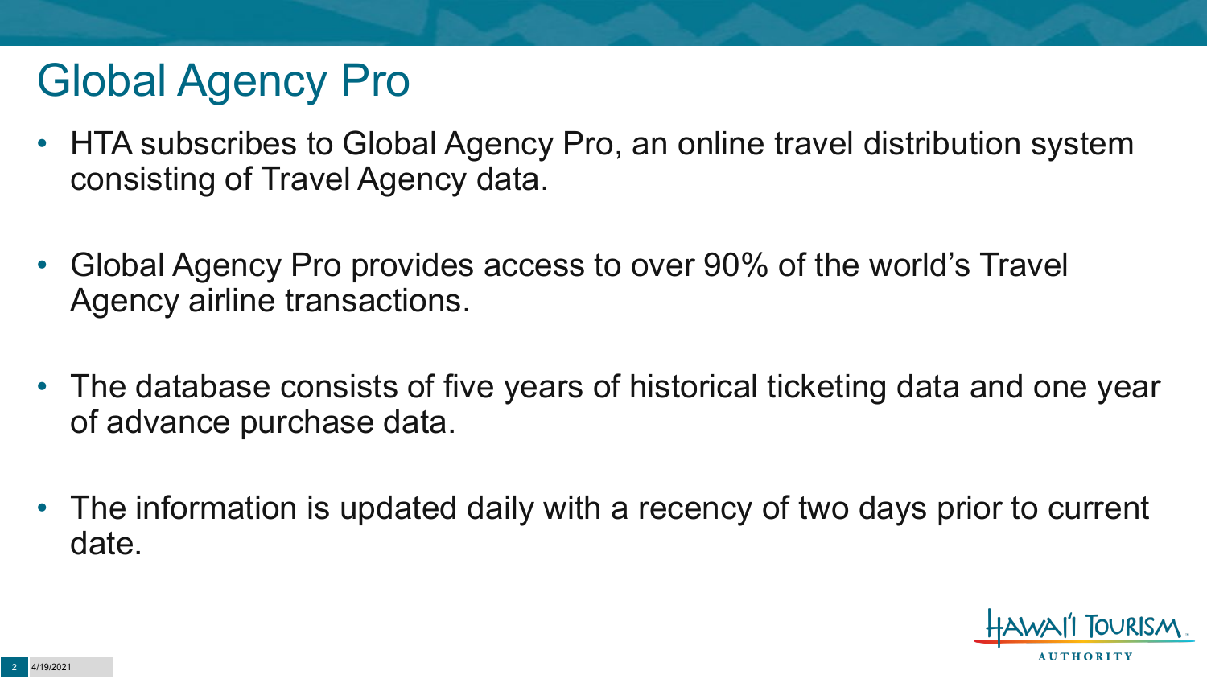# Global Agency Pro

- HTA subscribes to Global Agency Pro, an online travel distribution system consisting of Travel Agency data.

- Global Agency Pro provides access to over 90% of the world's Travel Agency airline transactions.

- The database consists of five years of historical ticketing data and one year of advance purchase data.

- The information is updated daily with a recency of two days prior to current date.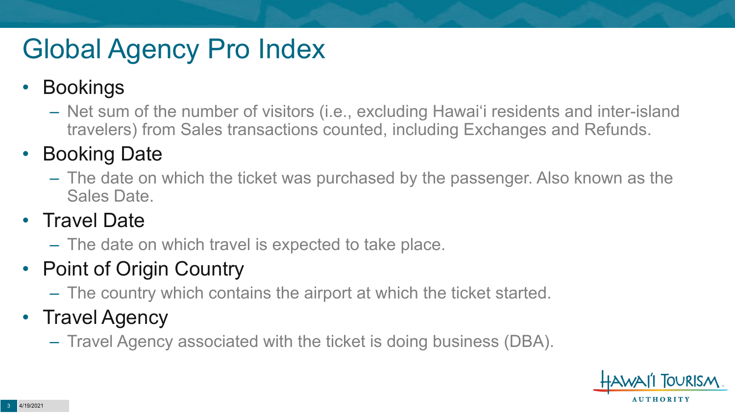# Global Agency Pro Index

- Bookings
  - Net sum of the number of visitors (i.e., excluding Hawai‘i residents and inter-island travelers) from Sales transactions counted, including Exchanges and Refunds.
- Booking Date
  - The date on which the ticket was purchased by the passenger. Also known as the Sales Date.
- Travel Date
  - The date on which travel is expected to take place.
- Point of Origin Country
  - The country which contains the airport at which the ticket started.
- Travel Agency
  - Travel Agency associated with the ticket is doing business (DBA).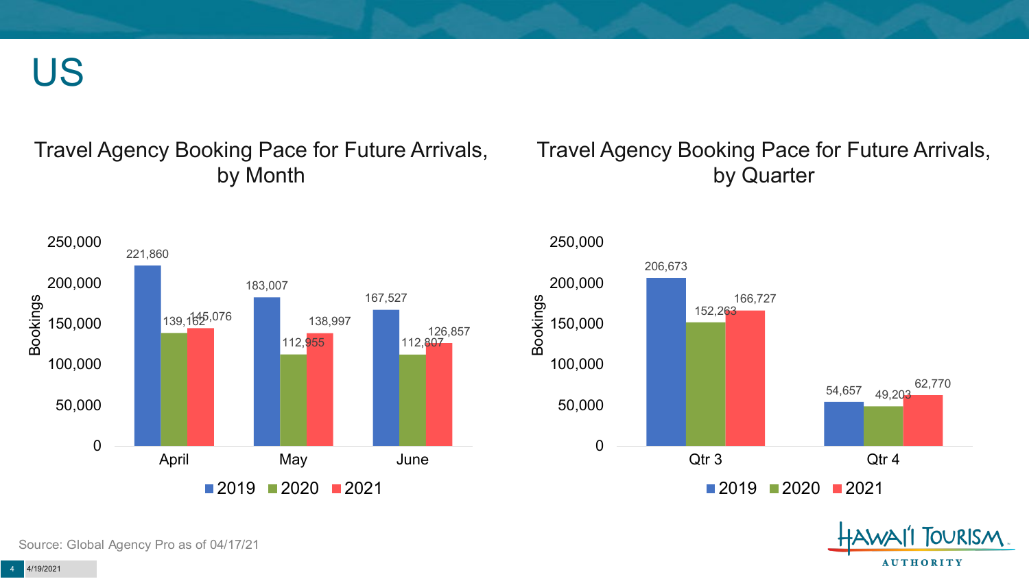# US

## Travel Agency Booking Pace for Future Arrivals, by Month

| Month | 2019 | 2020 | 2021 |
|---|---|---|---|
| April | 221,860 | 139,162 | 145,076 |
| May | 183,007 | 112,955 | 138,997 |
| June | 167,527 | 112,807 | 126,857 |

## Travel Agency Booking Pace for Future Arrivals, by Quarter

| Quarter | 2019 | 2020 | 2021 |
|---|---|---|---|
| Qtr 3 | 206,673 | 152,263 | 166,727 |
| Qtr 4 | 54,657 | 49,203 | 62,770 |

Source: Global Agency Pro as of 04/17/21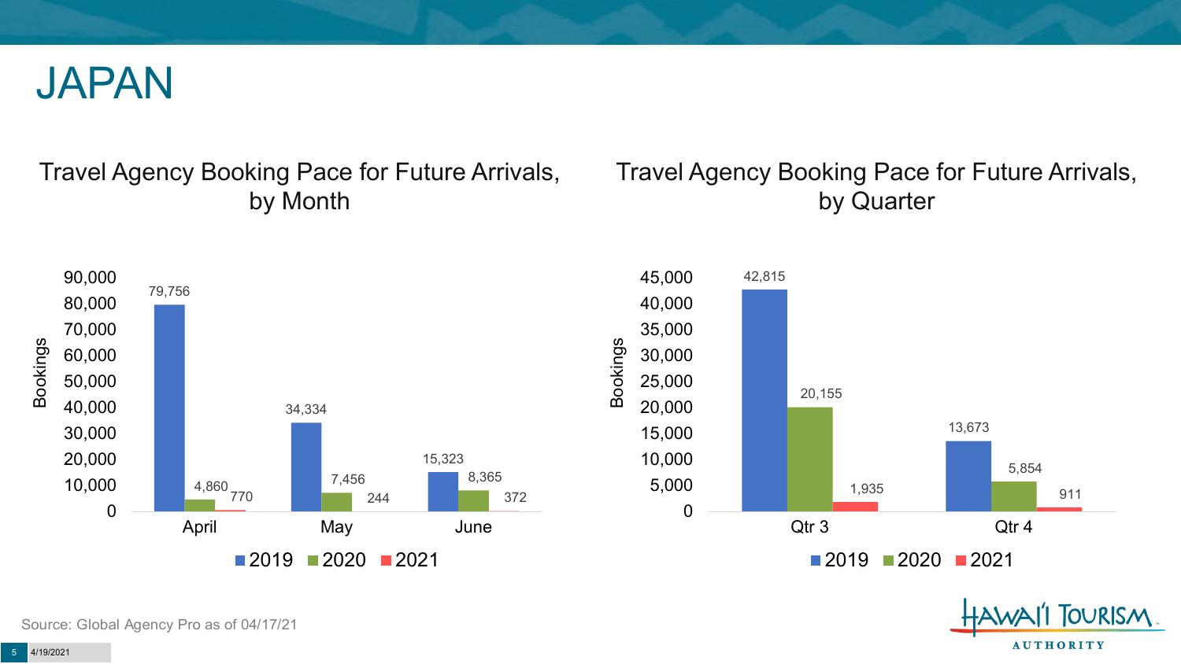# JAPAN

## Travel Agency Booking Pace for Future Arrivals, by Month

| Month | 2019 | 2020 | 2021 |
| --- | --- | --- | --- |
| April | 79,756 | 4,860 | 770 |
| May | 34,334 | 7,456 | 244 |
| June | 15,323 | 8,365 | 372 |

## Travel Agency Booking Pace for Future Arrivals, by Quarter

| Quarter | 2019 | 2020 | 2021 |
| --- | --- | --- | --- |
| Qtr 3 | 42,815 | 20,155 | 1,935 |
| Qtr 4 | 13,673 | 5,854 | 911 |

Source: Global Agency Pro as of 04/17/21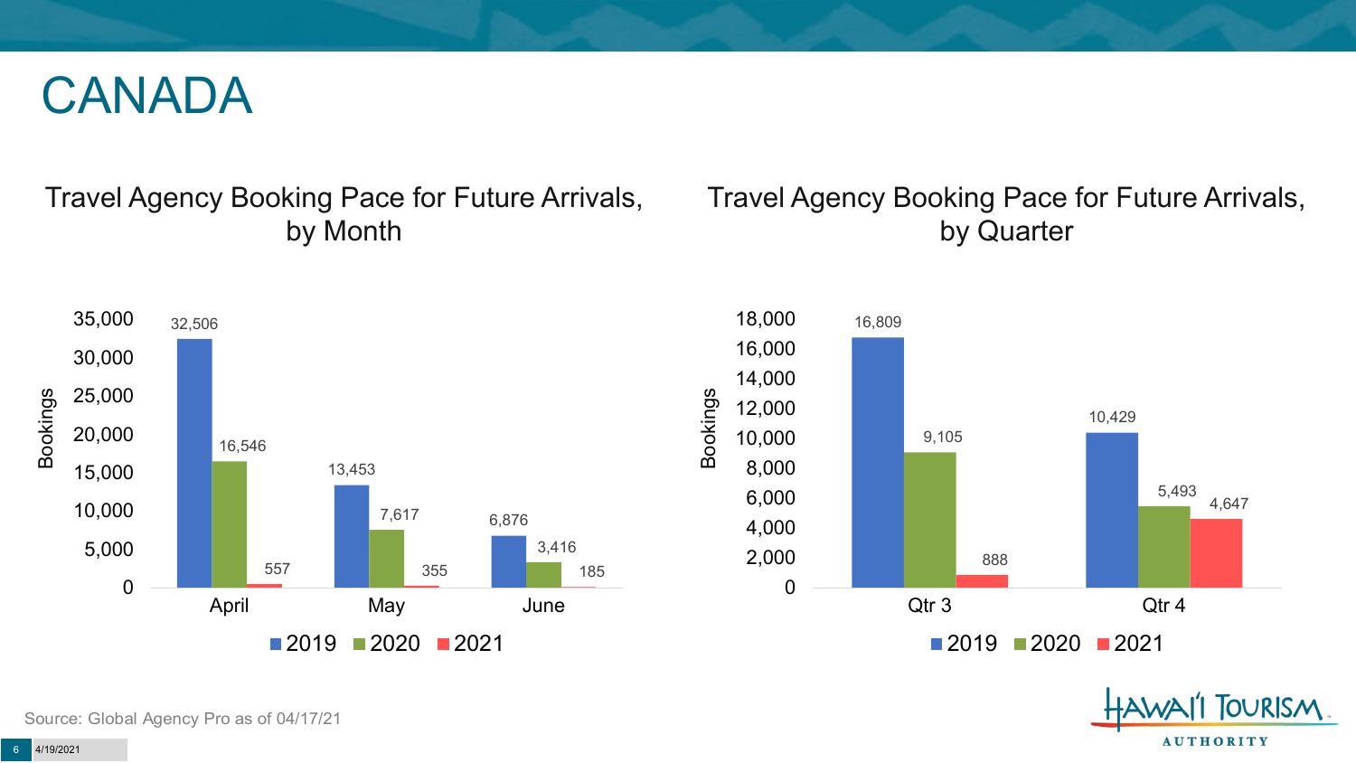# CANADA

## Travel Agency Booking Pace for Future Arrivals, by Month

| Month | 2019 | 2020 | 2021 |
|---|---|---|---|
| April | 32,506 | 16,546 | 557 |
| May | 13,453 | 7,617 | 355 |
| June | 6,876 | 3,416 | 185 |

## Travel Agency Booking Pace for Future Arrivals, by Quarter

| Quarter | 2019 | 2020 | 2021 |
|---|---|---|---|
| Qtr 3 | 16,809 | 9,105 | 888 |
| Qtr 4 | 10,429 | 5,493 | 4,647 |

Source: Global Agency Pro as of 04/17/21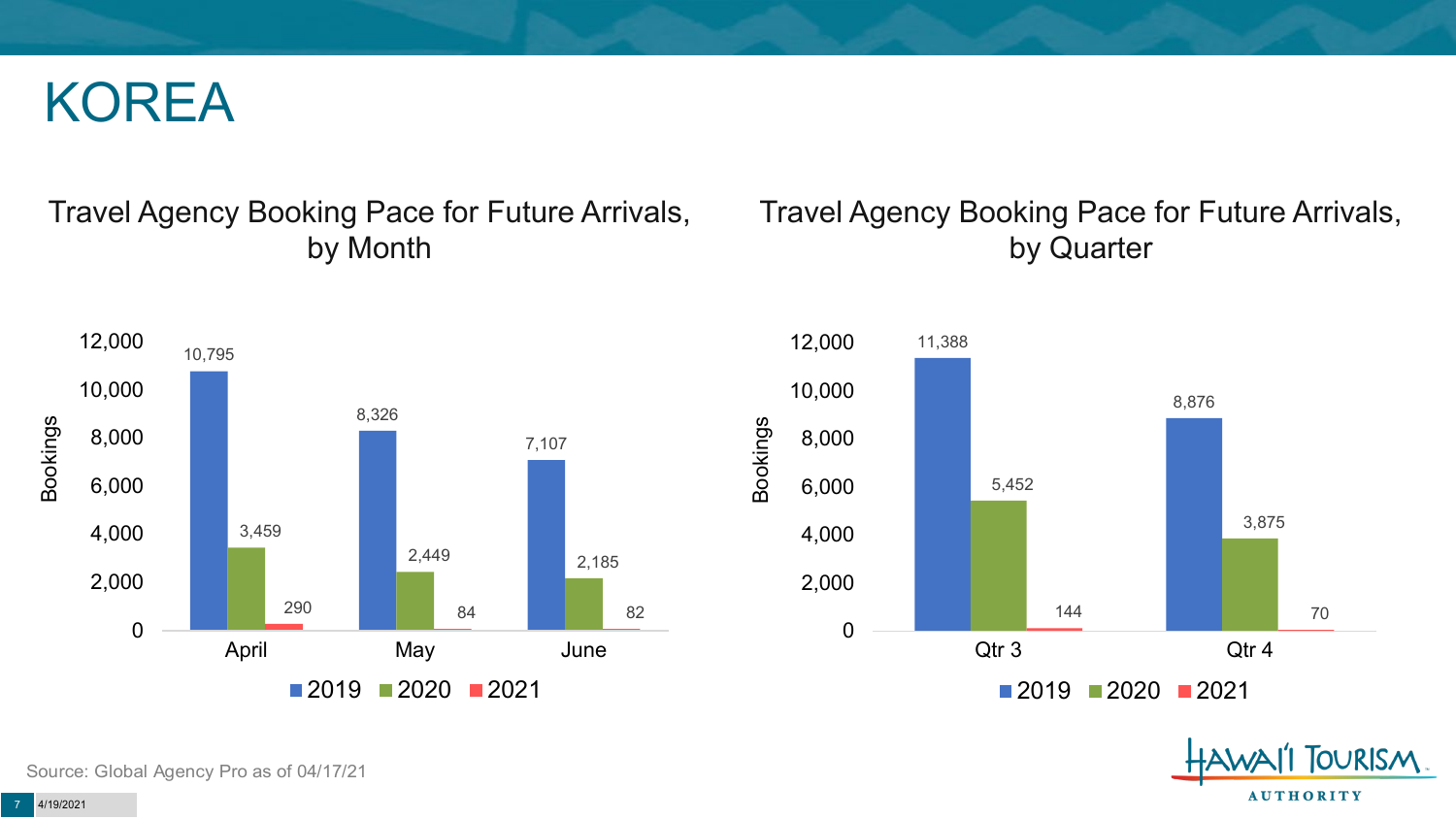# KOREA

## Travel Agency Booking Pace for Future Arrivals, by Month

| Month | 2019 | 2020 | 2021 |
|---|---|---|---|
| April | 10,795 | 3,459 | 290 |
| May | 8,326 | 2,449 | 84 |
| June | 7,107 | 2,185 | 82 |

## Travel Agency Booking Pace for Future Arrivals, by Quarter

| Quarter | 2019 | 2020 | 2021 |
|---|---|---|---|
| Qtr 3 | 11,388 | 5,452 | 144 |
| Qtr 4 | 8,876 | 3,875 | 70 |

Source: Global Agency Pro as of 04/17/21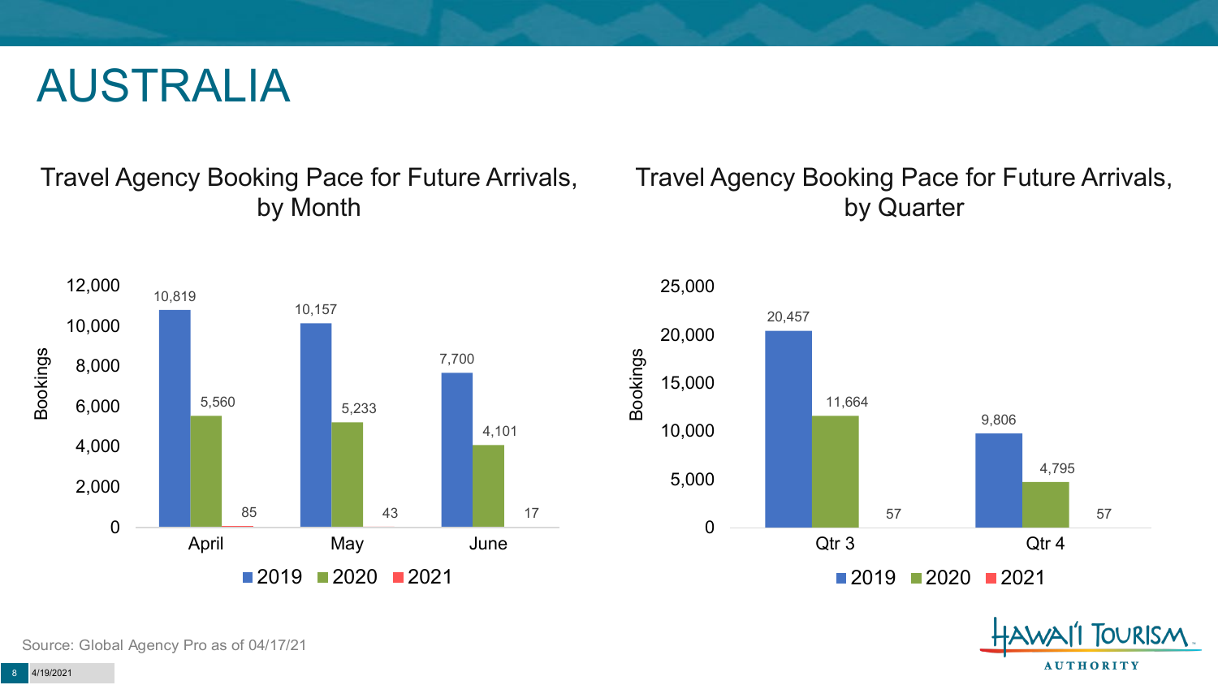# AUSTRALIA

## Travel Agency Booking Pace for Future Arrivals, by Month

| Month | 2019 | 2020 | 2021 |
|---|---|---|---|
| April | 10,819 | 5,560 | 85 |
| May | 10,157 | 5,233 | 43 |
| June | 7,700 | 4,101 | 17 |

## Travel Agency Booking Pace for Future Arrivals, by Quarter

| Quarter | 2019 | 2020 | 2021 |
|---|---|---|---|
| Qtr 3 | 20,457 | 11,664 | 57 |
| Qtr 4 | 9,806 | 4,795 | 57 |

Source: Global Agency Pro as of 04/17/21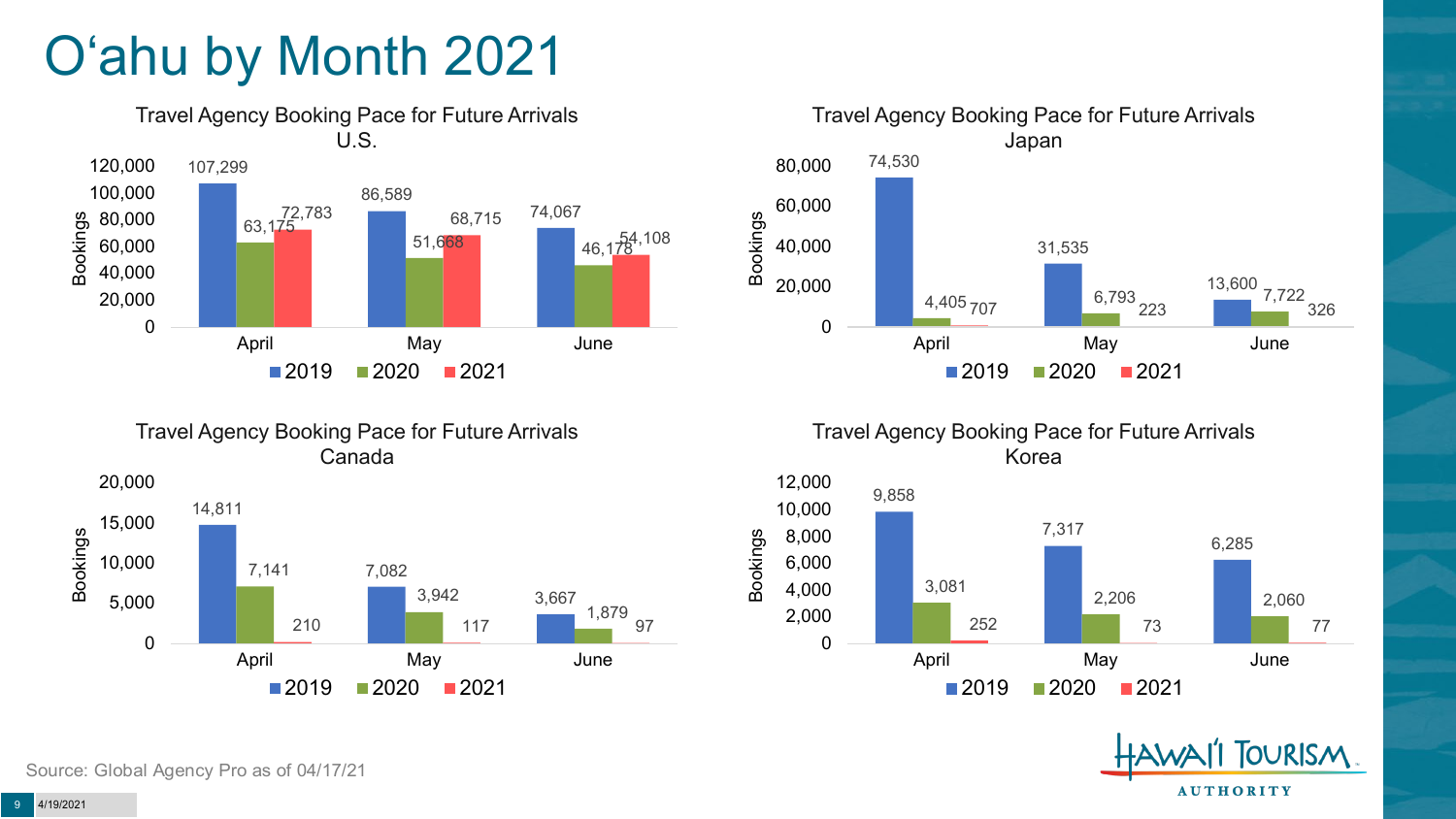# O‘ahu by Month 2021

### Travel Agency Booking Pace for Future Arrivals U.S.

| Bookings | 2019 | 2020 | 2021 |
| --- | --- | --- | --- |
| April | 107,299 | 63,175 | 72,783 |
| May | 86,589 | 51,668 | 68,715 |
| June | 74,067 | 46,178 | 54,108 |

### Travel Agency Booking Pace for Future Arrivals Japan

| Bookings | 2019 | 2020 | 2021 |
| --- | --- | --- | --- |
| April | 74,530 | 4,405 | 707 |
| May | 31,535 | 6,793 | 223 |
| June | 13,600 | 7,722 | 326 |

### Travel Agency Booking Pace for Future Arrivals Canada

| Bookings | 2019 | 2020 | 2021 |
| --- | --- | --- | --- |
| April | 14,811 | 7,141 | 210 |
| May | 7,082 | 3,942 | 117 |
| June | 3,667 | 1,879 | 97 |

### Travel Agency Booking Pace for Future Arrivals Korea

| Bookings | 2019 | 2020 | 2021 |
| --- | --- | --- | --- |
| April | 9,858 | 3,081 | 252 |
| May | 7,317 | 2,206 | 73 |
| June | 6,285 | 2,060 | 77 |

Source: Global Agency Pro as of 04/17/21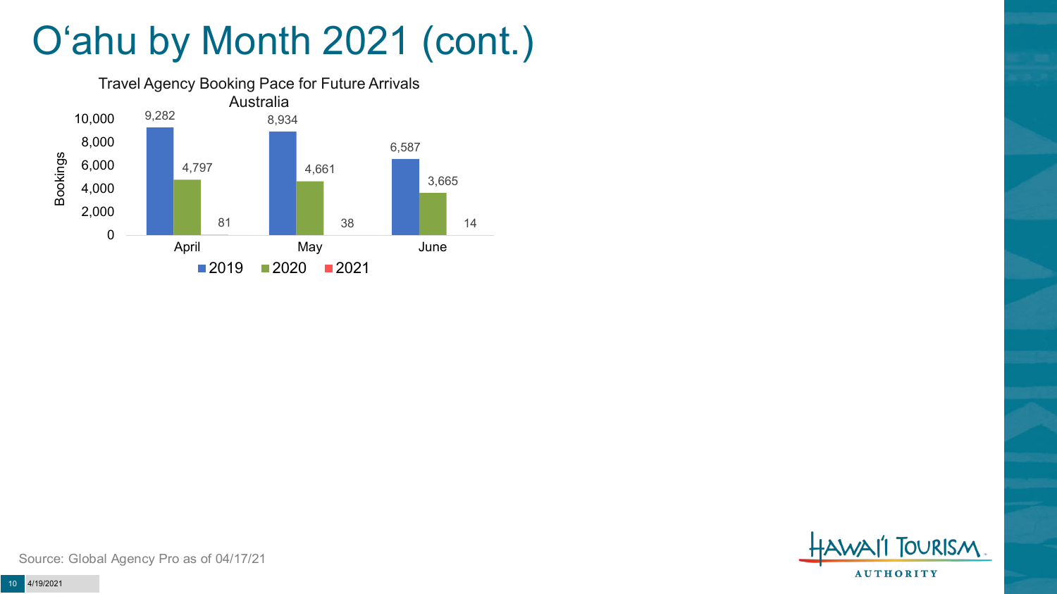# O'ahu by Month 2021 (cont.)

**Travel Agency Booking Pace for Future Arrivals Australia**

| Month | 2019 | 2020 | 2021 |
| --- | --- | --- | --- |
| April | 9,282 | 4,797 | 81 |
| May | 8,934 | 4,661 | 38 |
| June | 6,587 | 3,665 | 14 |

Source: Global Agency Pro as of 04/17/21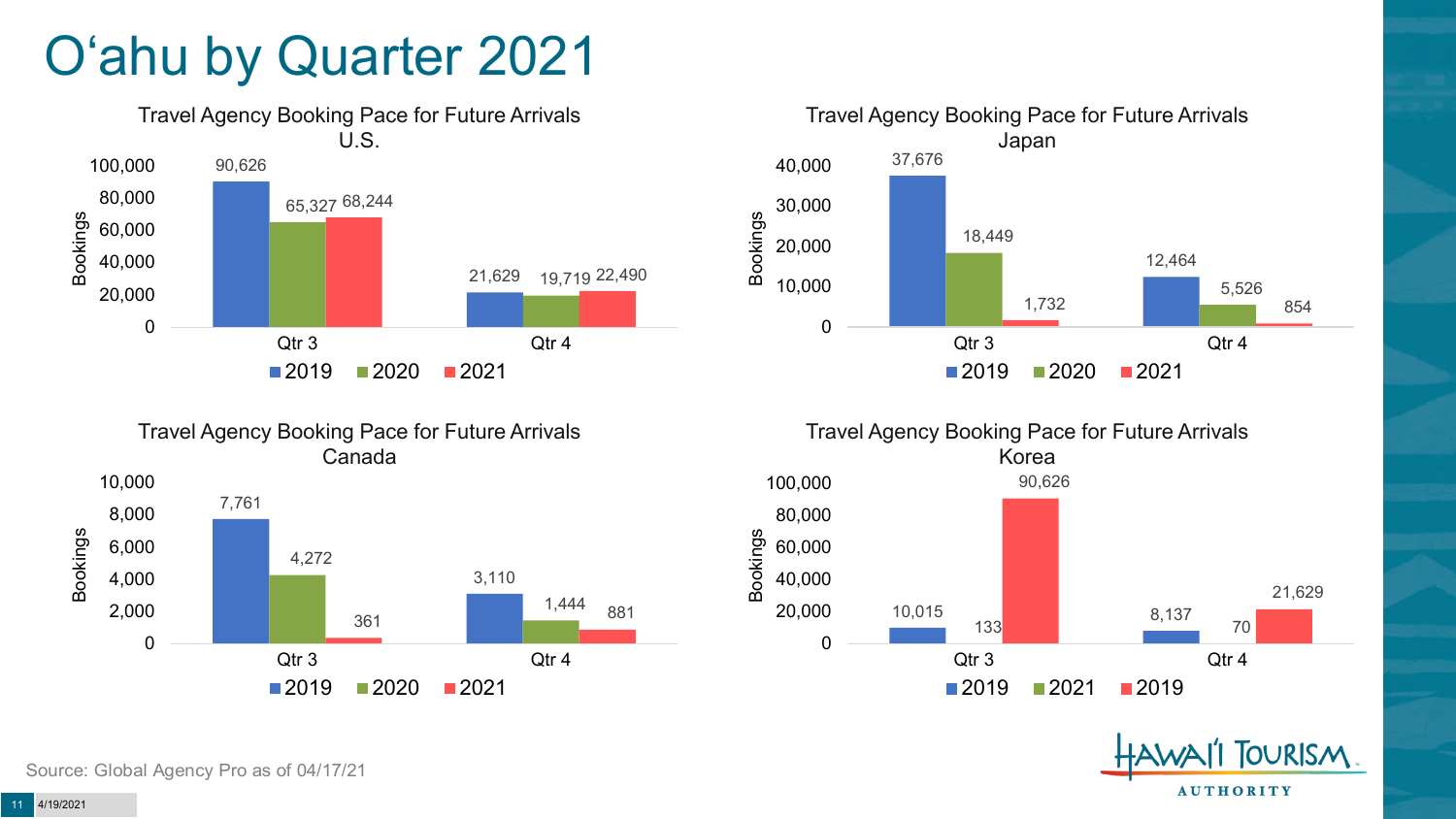# O'ahu by Quarter 2021

## Travel Agency Booking Pace for Future Arrivals U.S.

| Bookings | 2019 | 2020 | 2021 |
|---|---|---|---|
| Qtr 3 | 90,626 | 65,327 | 68,244 |
| Qtr 4 | 21,629 | 19,719 | 22,490 |

## Travel Agency Booking Pace for Future Arrivals Japan

| Bookings | 2019 | 2020 | 2021 |
|---|---|---|---|
| Qtr 3 | 37,676 | 18,449 | 1,732 |
| Qtr 4 | 12,464 | 5,526 | 854 |

## Travel Agency Booking Pace for Future Arrivals Canada

| Bookings | 2019 | 2020 | 2021 |
|---|---|---|---|
| Qtr 3 | 7,761 | 4,272 | 361 |
| Qtr 4 | 3,110 | 1,444 | 881 |

## Travel Agency Booking Pace for Future Arrivals Korea

| Bookings | 2019 | 2021 | 2019 |
|---|---|---|---|
| Qtr 3 | 10,015 | 133 | 90,626 |
| Qtr 4 | 8,137 | 70 | 21,629 |

Source: Global Agency Pro as of 04/17/21

4/19/2021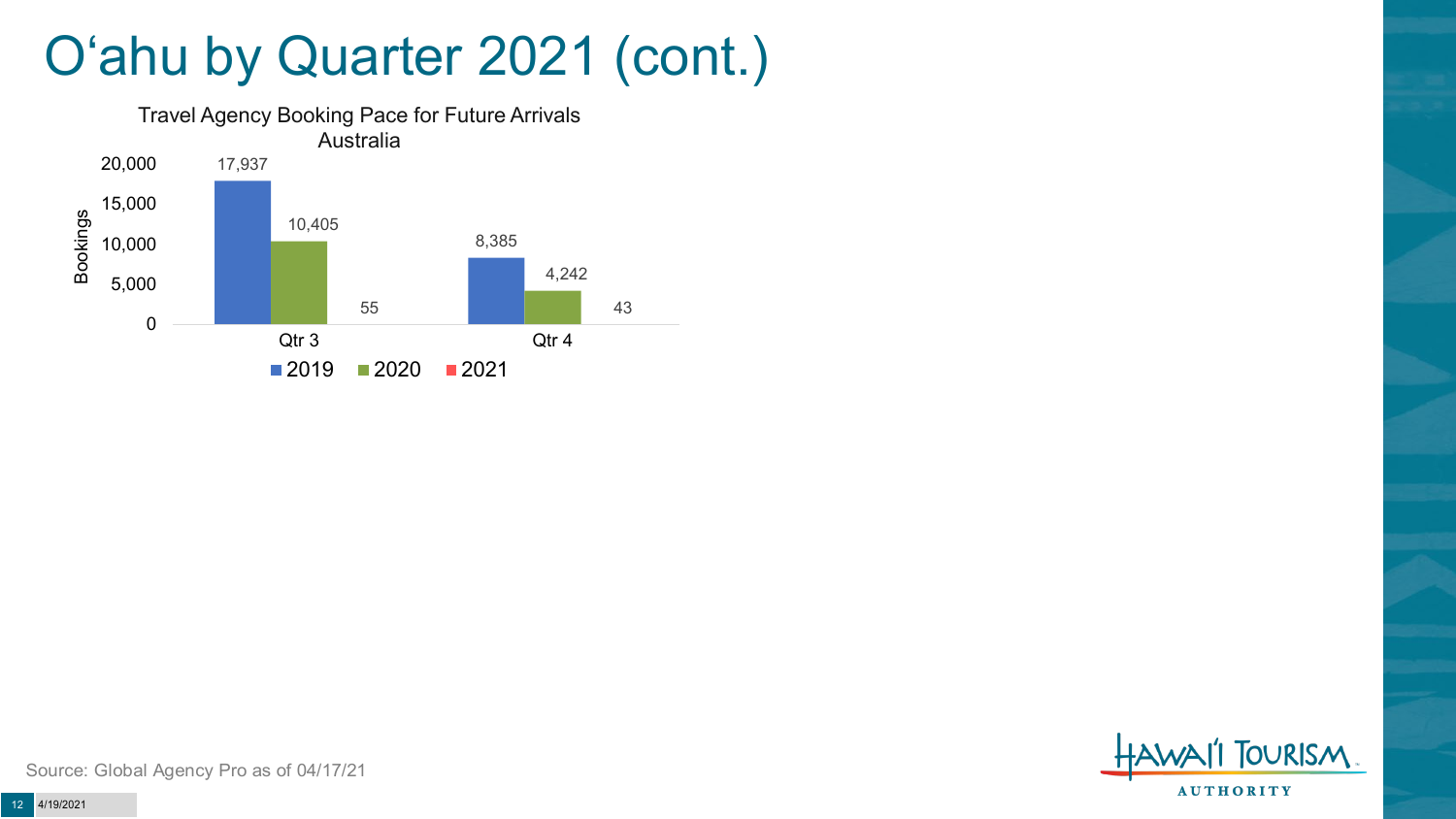# O'ahu by Quarter 2021 (cont.)

**Travel Agency Booking Pace for Future Arrivals**
**Australia**

| Quarter | 2019 | 2020 | 2021 |
|---|---|---|---|
| Qtr 3 | 17,937 | 10,405 | 55 |
| Qtr 4 | 8,385 | 4,242 | 43 |

Source: Global Agency Pro as of 04/17/21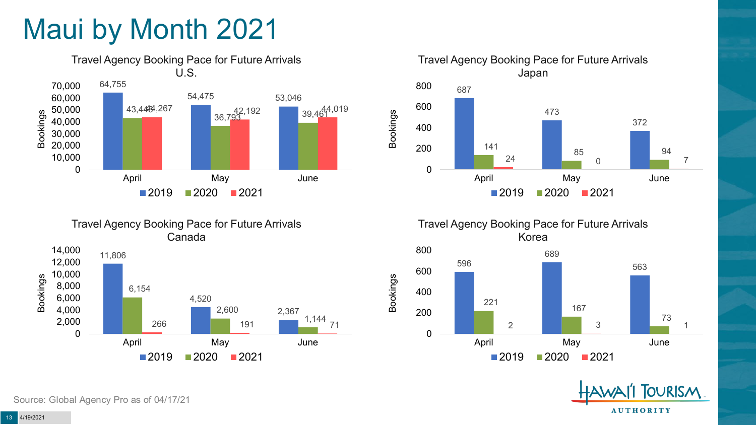# Maui by Month 2021

### Travel Agency Booking Pace for Future Arrivals U.S.

| Month | 2019 | 2020 | 2021 |
|---|---|---|---|
| April | 64,755 | 43,448 | 44,267 |
| May | 54,475 | 36,793 | 42,192 |
| June | 53,046 | 39,461 | 44,019 |

### Travel Agency Booking Pace for Future Arrivals Japan

| Month | 2019 | 2020 | 2021 |
|---|---|---|---|
| April | 687 | 141 | 24 |
| May | 473 | 85 | 0 |
| June | 372 | 94 | 7 |

### Travel Agency Booking Pace for Future Arrivals Canada

| Month | 2019 | 2020 | 2021 |
|---|---|---|---|
| April | 11,806 | 6,154 | 266 |
| May | 4,520 | 2,600 | 191 |
| June | 2,367 | 1,144 | 71 |

### Travel Agency Booking Pace for Future Arrivals Korea

| Month | 2019 | 2020 | 2021 |
|---|---|---|---|
| April | 596 | 221 | 2 |
| May | 689 | 167 | 3 |
| June | 563 | 73 | 1 |

Source: Global Agency Pro as of 04/17/21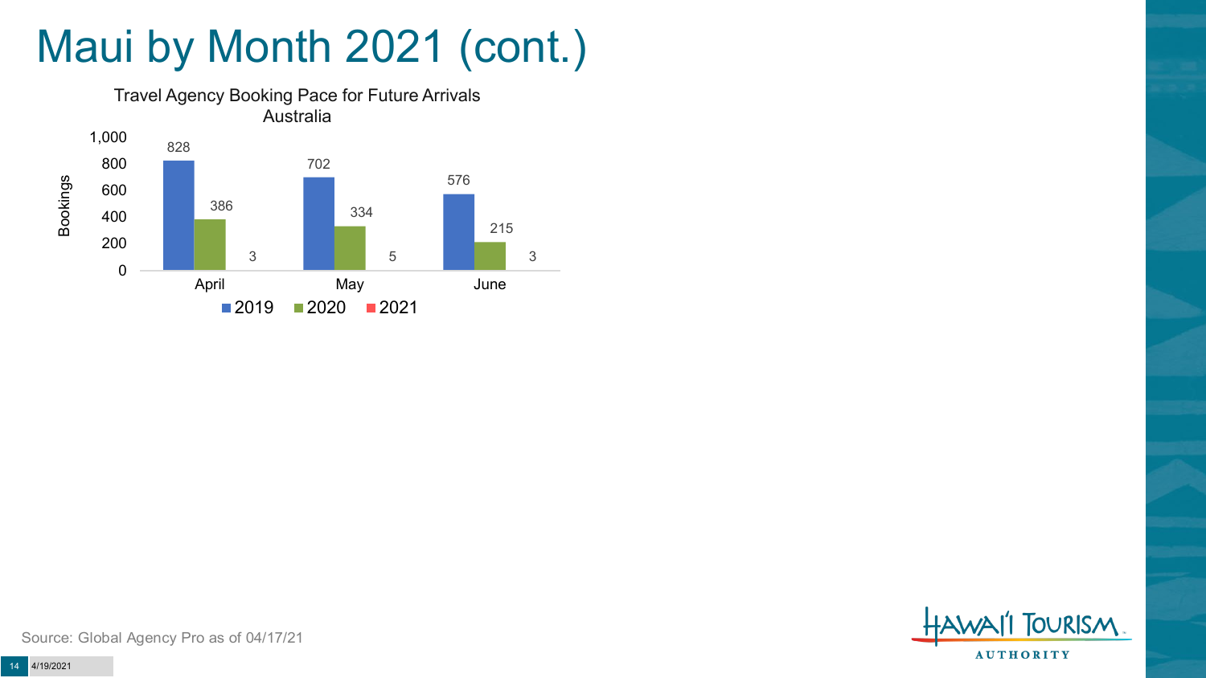# Maui by Month 2021 (cont.)

Travel Agency Booking Pace for Future Arrivals
Australia

| Bookings | 2019 | 2020 | 2021 |
|---|---|---|---|
| April | 828 | 386 | 3 |
| May | 702 | 334 | 5 |
| June | 576 | 215 | 3 |

Source: Global Agency Pro as of 04/17/21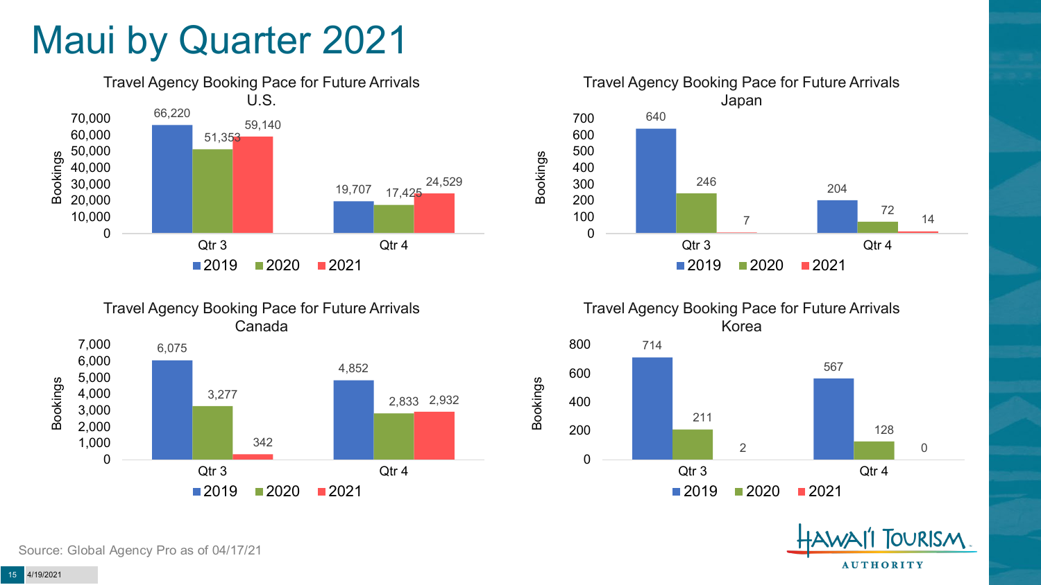# Maui by Quarter 2021

### Travel Agency Booking Pace for Future Arrivals U.S.

| Bookings | 2019 | 2020 | 2021 |
|---|---|---|---|
| Qtr 3 | 66,220 | 51,353 | 59,140 |
| Qtr 4 | 19,707 | 17,425 | 24,529 |

### Travel Agency Booking Pace for Future Arrivals Japan

| Bookings | 2019 | 2020 | 2021 |
|---|---|---|---|
| Qtr 3 | 640 | 246 | 7 |
| Qtr 4 | 204 | 72 | 14 |

### Travel Agency Booking Pace for Future Arrivals Canada

| Bookings | 2019 | 2020 | 2021 |
|---|---|---|---|
| Qtr 3 | 6,075 | 3,277 | 342 |
| Qtr 4 | 4,852 | 2,833 | 2,932 |

### Travel Agency Booking Pace for Future Arrivals Korea

| Bookings | 2019 | 2020 | 2021 |
|---|---|---|---|
| Qtr 3 | 714 | 211 | 2 |
| Qtr 4 | 567 | 128 | 0 |

Source: Global Agency Pro as of 04/17/21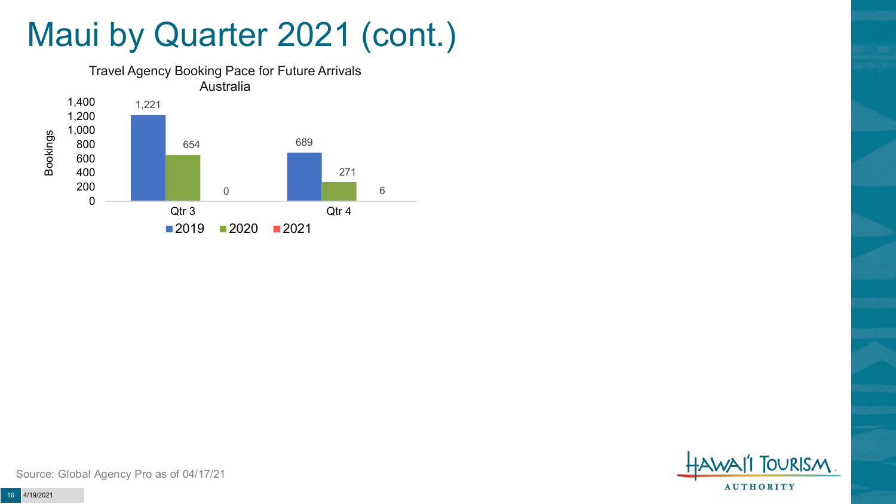# Maui by Quarter 2021 (cont.)

**Travel Agency Booking Pace for Future Arrivals**
**Australia**

| | 2019 | 2020 | 2021 |
|---|---|---|---|
| Qtr 3 | 1,221 | 654 | 0 |
| Qtr 4 | 689 | 271 | 6 |

Source: Global Agency Pro as of 04/17/21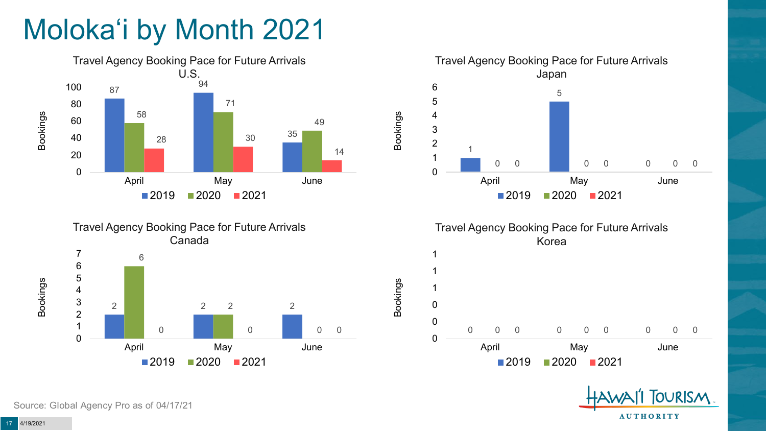# Molokaʻi by Month 2021

### Travel Agency Booking Pace for Future Arrivals U.S.

| Bookings | April | May | June |
|---|---|---|---|
| 2019 | 87 | 94 | 35 |
| 2020 | 58 | 71 | 49 |
| 2021 | 28 | 30 | 14 |

### Travel Agency Booking Pace for Future Arrivals Japan

| Bookings | April | May | June |
|---|---|---|---|
| 2019 | 1 | 5 | 0 |
| 2020 | 0 | 0 | 0 |
| 2021 | 0 | 0 | 0 |

### Travel Agency Booking Pace for Future Arrivals Canada

| Bookings | April | May | June |
|---|---|---|---|
| 2019 | 2 | 2 | 2 |
| 2020 | 6 | 2 | 0 |
| 2021 | 0 | 0 | 0 |

### Travel Agency Booking Pace for Future Arrivals Korea

| Bookings | April | May | June |
|---|---|---|---|
| 2019 | 0 | 0 | 0 |
| 2020 | 0 | 0 | 0 |
| 2021 | 0 | 0 | 0 |

Source: Global Agency Pro as of 04/17/21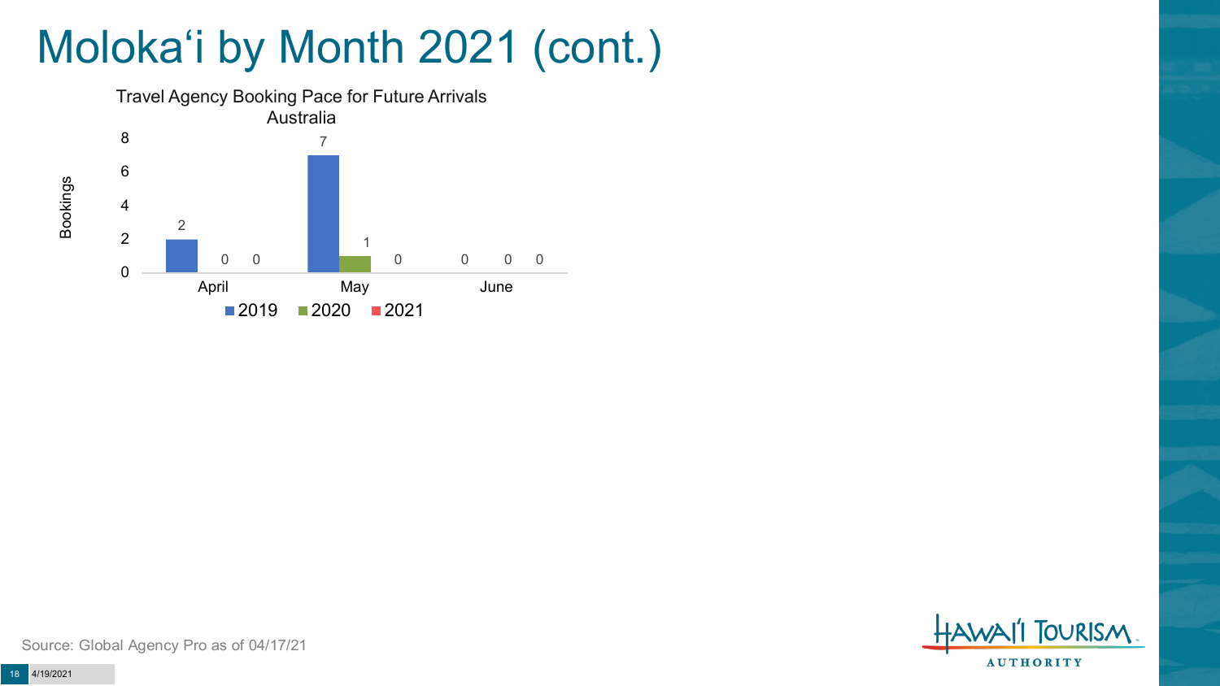# Moloka‘i by Month 2021 (cont.)

Travel Agency Booking Pace for Future Arrivals
Australia

| Month | 2019 | 2020 | 2021 |
|---|---|---|---|
| April | 2 | 0 | 0 |
| May | 7 | 1 | 0 |
| June | 0 | 0 | 0 |

Source: Global Agency Pro as of 04/17/21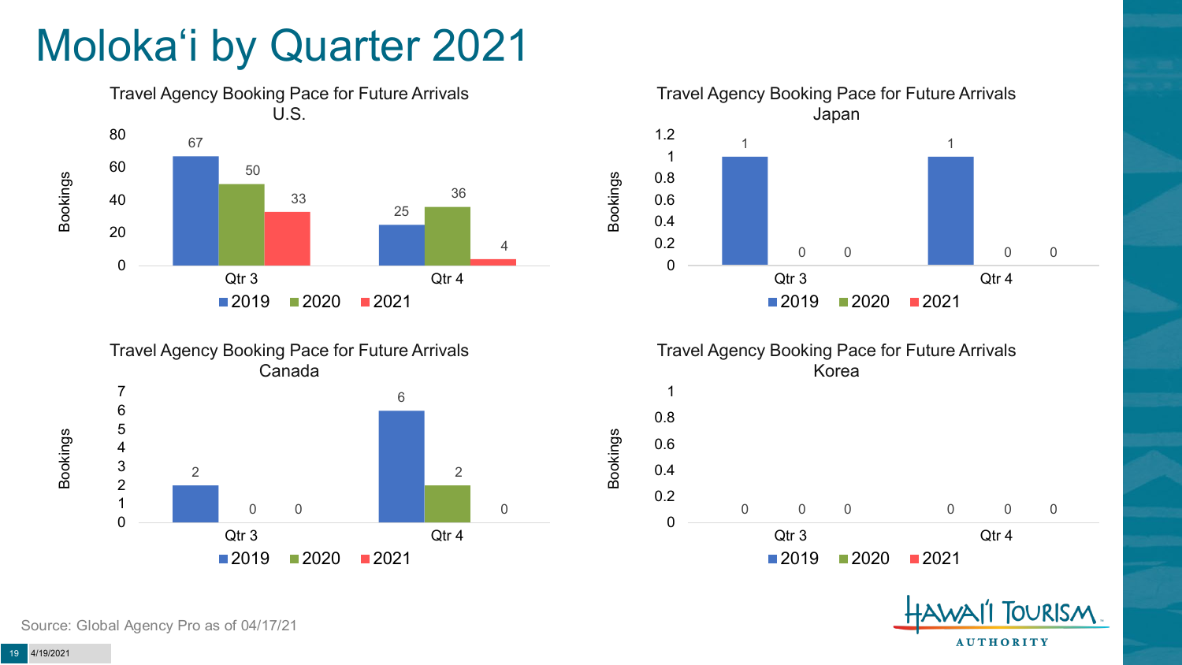# Molokaʻi by Quarter 2021

### Travel Agency Booking Pace for Future Arrivals U.S.

| Bookings | 2019 | 2020 | 2021 |
|---|---|---|---|
| Qtr 3 | 67 | 50 | 33 |
| Qtr 4 | 25 | 36 | 4 |

### Travel Agency Booking Pace for Future Arrivals Japan

| Bookings | 2019 | 2020 | 2021 |
|---|---|---|---|
| Qtr 3 | 1 | 0 | 0 |
| Qtr 4 | 1 | 0 | 0 |

### Travel Agency Booking Pace for Future Arrivals Canada

| Bookings | 2019 | 2020 | 2021 |
|---|---|---|---|
| Qtr 3 | 2 | 0 | 0 |
| Qtr 4 | 6 | 2 | 0 |

### Travel Agency Booking Pace for Future Arrivals Korea

| Bookings | 2019 | 2020 | 2021 |
|---|---|---|---|
| Qtr 3 | 0 | 0 | 0 |
| Qtr 4 | 0 | 0 | 0 |

Source: Global Agency Pro as of 04/17/21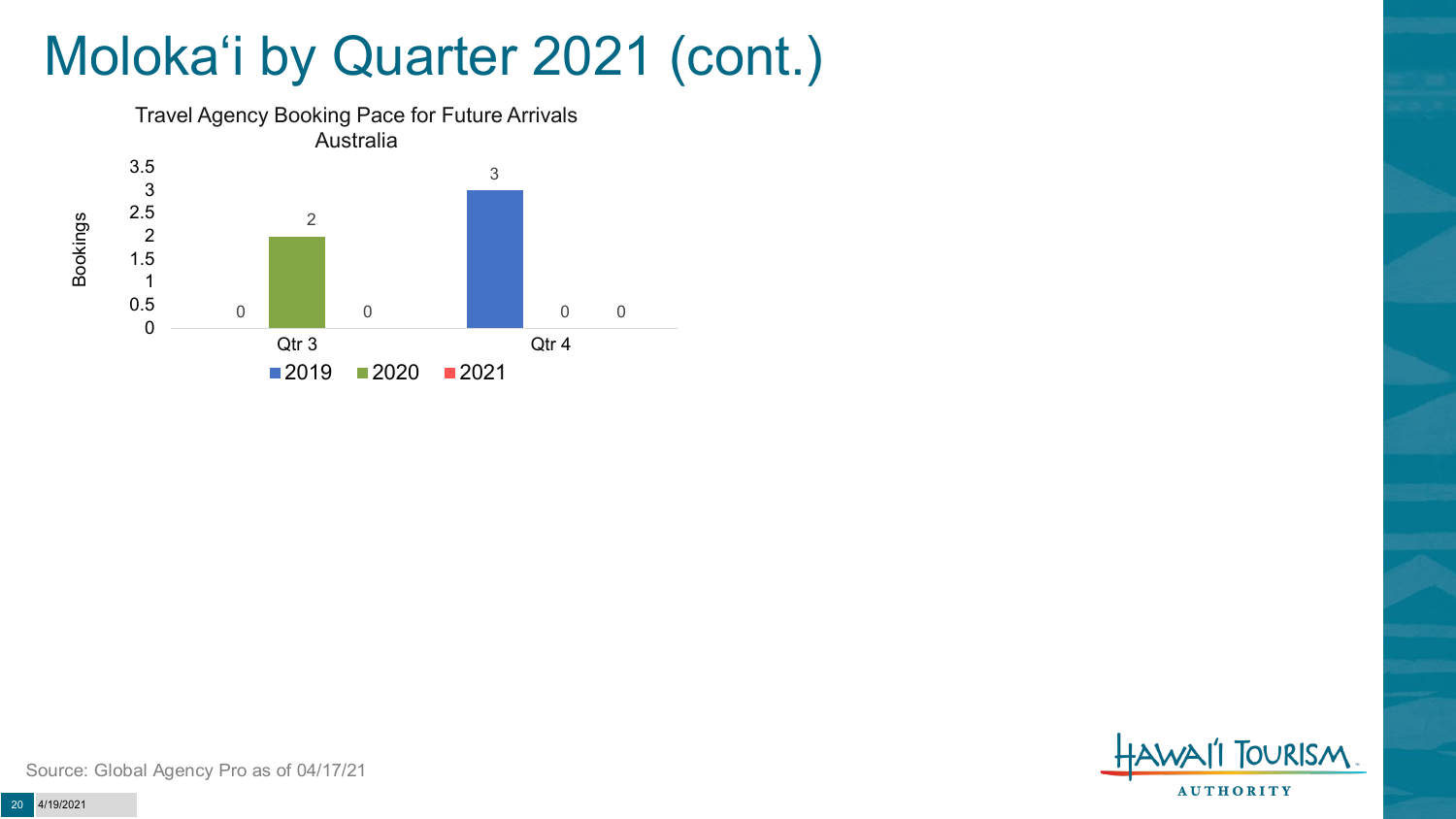# Moloka'i by Quarter 2021 (cont.)

Travel Agency Booking Pace for Future Arrivals
Australia

| | 2019 | 2020 | 2021 |
|---|---|---|---|
| Qtr 3 | 0 | 2 | 0 |
| Qtr 4 | 3 | 0 | 0 |

Source: Global Agency Pro as of 04/17/21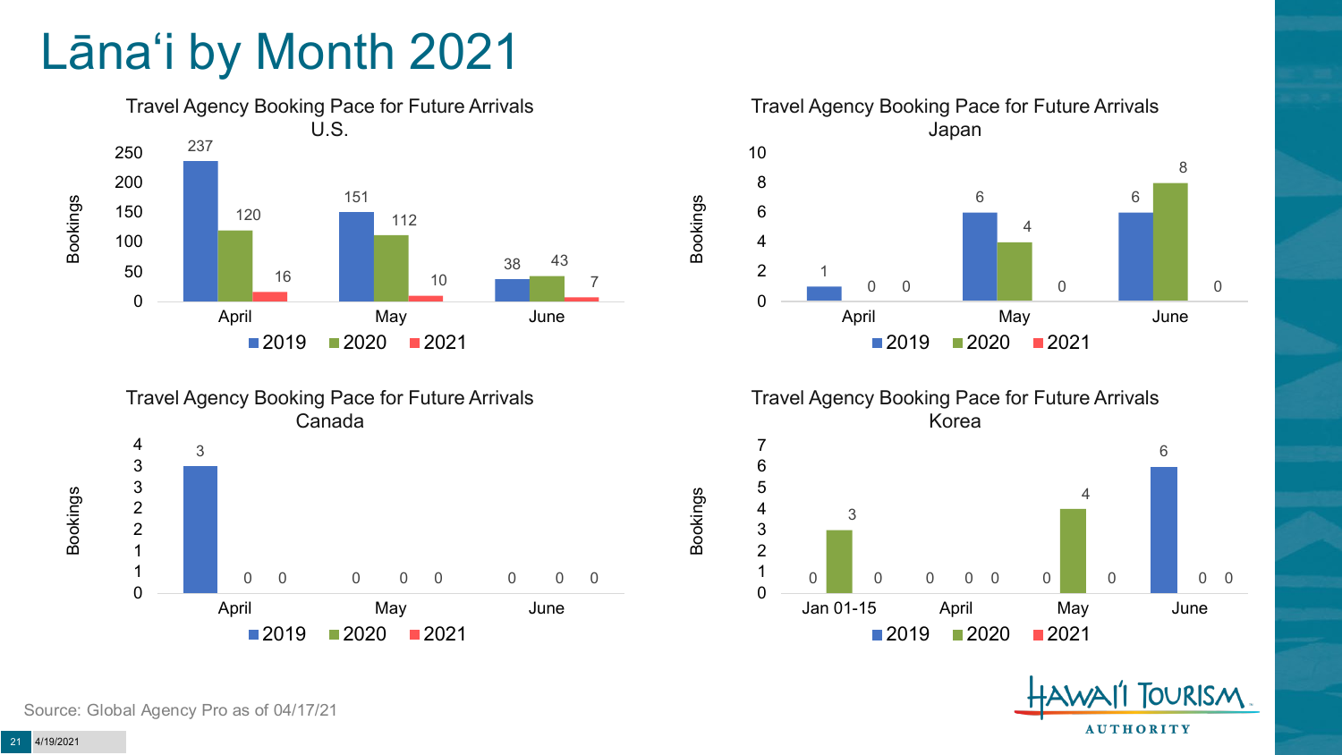# Lānaʻi by Month 2021

### Travel Agency Booking Pace for Future Arrivals U.S.

| Month | 2019 | 2020 | 2021 |
| --- | --- | --- | --- |
| April | 237 | 120 | 16 |
| May | 151 | 112 | 10 |
| June | 38 | 43 | 7 |

### Travel Agency Booking Pace for Future Arrivals Japan

| Month | 2019 | 2020 | 2021 |
| --- | --- | --- | --- |
| April | 1 | 0 | 0 |
| May | 6 | 4 | 0 |
| June | 6 | 8 | 0 |

### Travel Agency Booking Pace for Future Arrivals Canada

| Month | 2019 | 2020 | 2021 |
| --- | --- | --- | --- |
| April | 3 | 0 | 0 |
| May | 0 | 0 | 0 |
| June | 0 | 0 | 0 |

### Travel Agency Booking Pace for Future Arrivals Korea

| Month | 2019 | 2020 | 2021 |
| --- | --- | --- | --- |
| Jan 01-15 | 0 | 3 | 0 |
| April | 0 | 0 | 0 |
| May | 0 | 4 | 0 |
| June | 6 | 0 | 0 |

Source: Global Agency Pro as of 04/17/21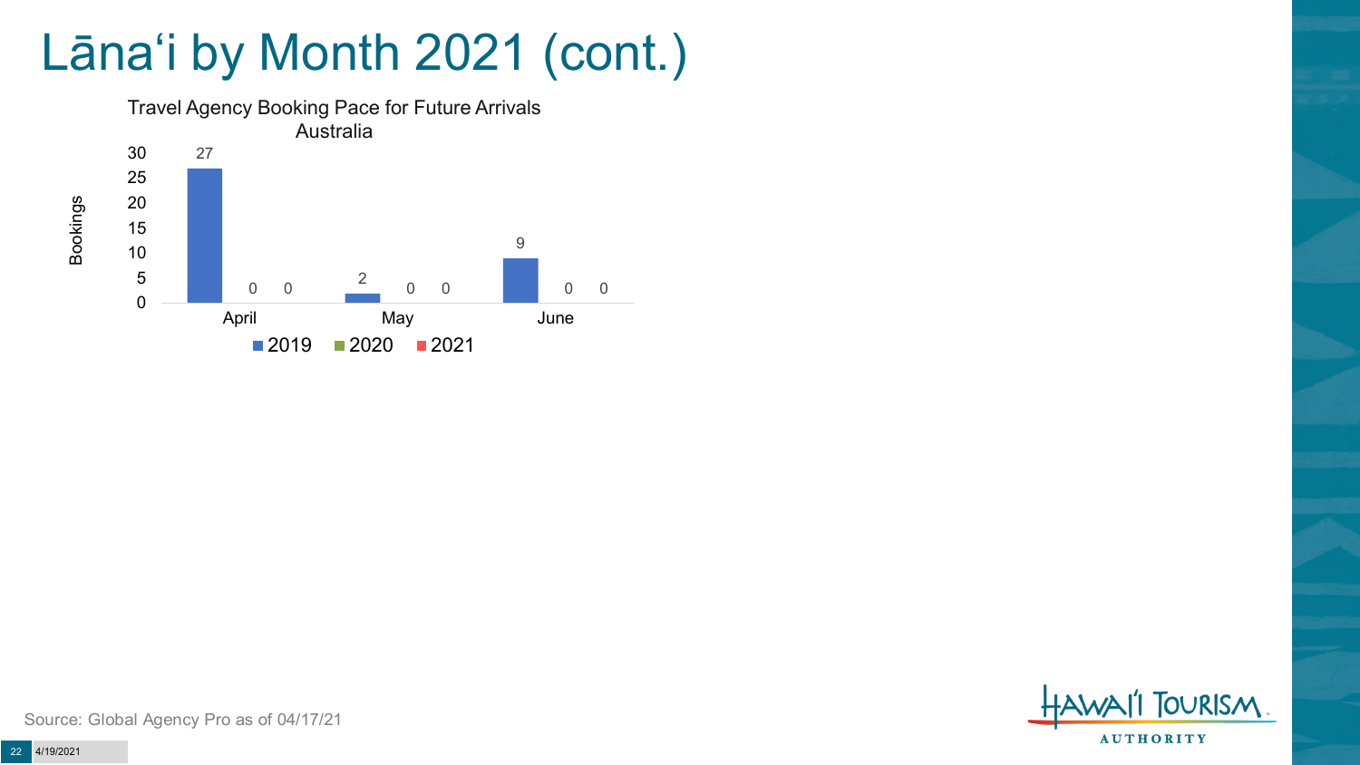# Lānaʻi by Month 2021 (cont.)

Travel Agency Booking Pace for Future Arrivals
Australia

| Month | 2019 | 2020 | 2021 |
| --- | --- | --- | --- |
| April | 27 | 0 | 0 |
| May | 2 | 0 | 0 |
| June | 9 | 0 | 0 |

Source: Global Agency Pro as of 04/17/21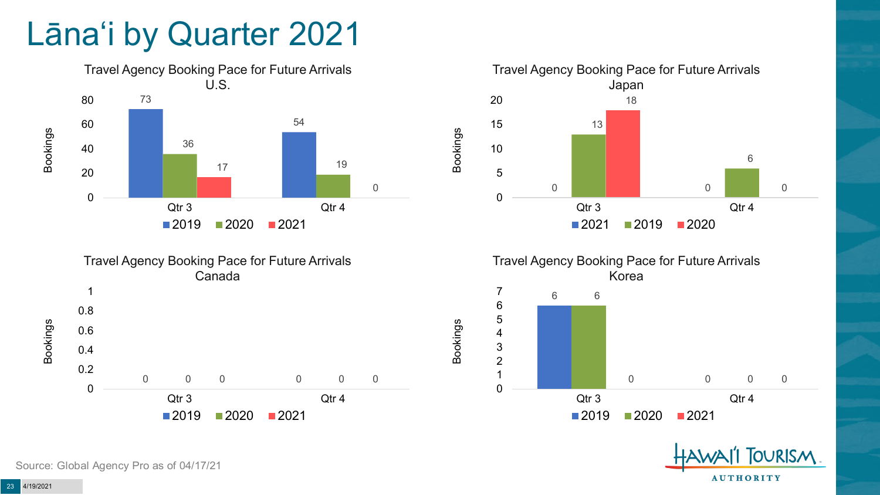# Lānaʻi by Quarter 2021

## Travel Agency Booking Pace for Future Arrivals U.S.

| Bookings | 2019 | 2020 | 2021 |
|---|---|---|---|
| Qtr 3 | 73 | 36 | 17 |
| Qtr 4 | 54 | 19 | 0 |

## Travel Agency Booking Pace for Future Arrivals Japan

| Bookings | 2021 | 2019 | 2020 |
|---|---|---|---|
| Qtr 3 | 0 | 13 | 18 |
| Qtr 4 | 0 | 6 | 0 |

## Travel Agency Booking Pace for Future Arrivals Canada

| Bookings | 2019 | 2020 | 2021 |
|---|---|---|---|
| Qtr 3 | 0 | 0 | 0 |
| Qtr 4 | 0 | 0 | 0 |

## Travel Agency Booking Pace for Future Arrivals Korea

| Bookings | 2019 | 2020 | 2021 |
|---|---|---|---|
| Qtr 3 | 6 | 6 | 0 |
| Qtr 4 | 0 | 0 | 0 |

Source: Global Agency Pro as of 04/17/21

4/19/2021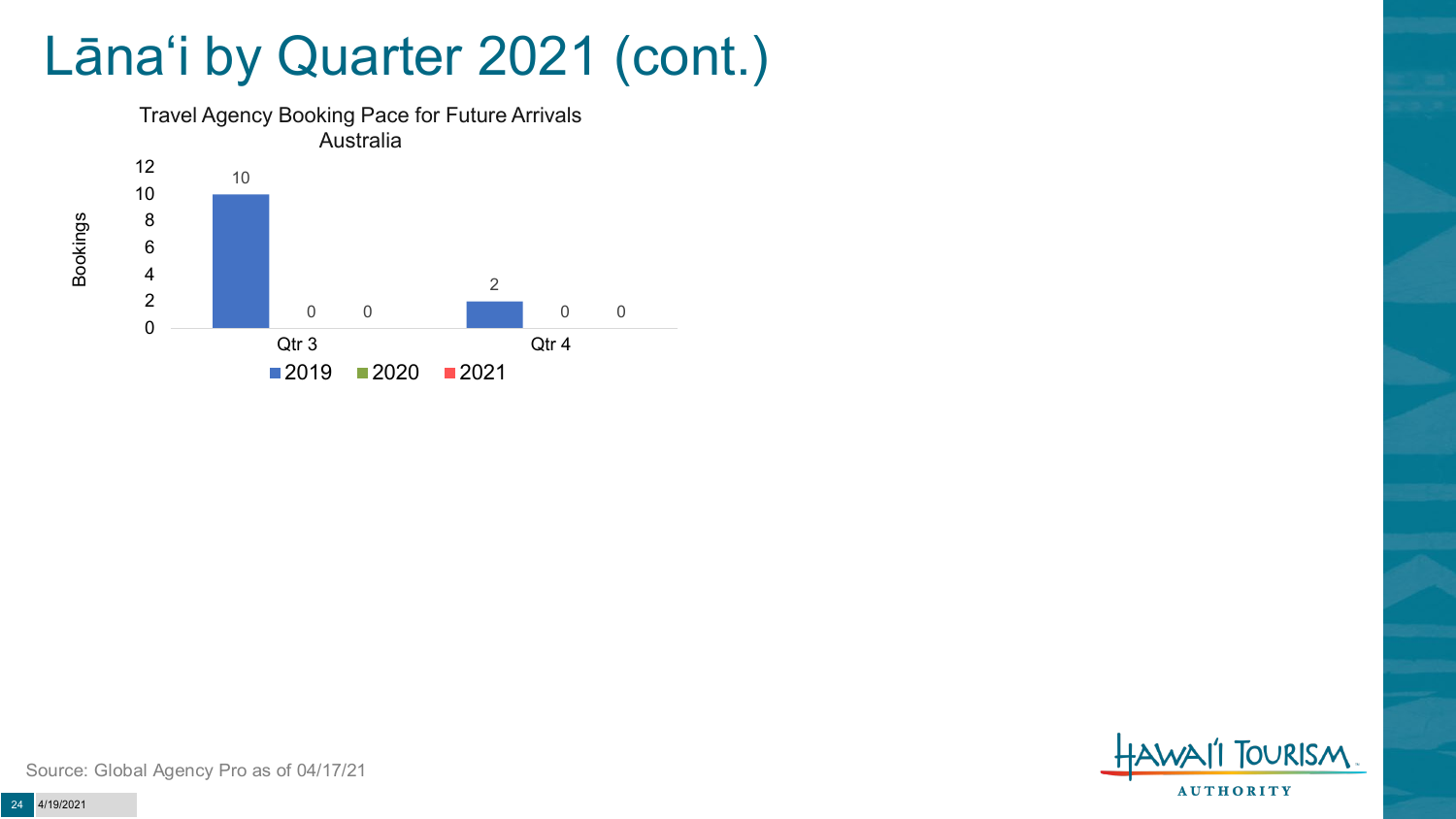# Lānaʻi by Quarter 2021 (cont.)

Travel Agency Booking Pace for Future Arrivals
Australia

| Bookings | 2019 | 2020 | 2021 |
|---|---|---|---|
| Qtr 3 | 10 | 0 | 0 |
| Qtr 4 | 2 | 0 | 0 |

Source: Global Agency Pro as of 04/17/21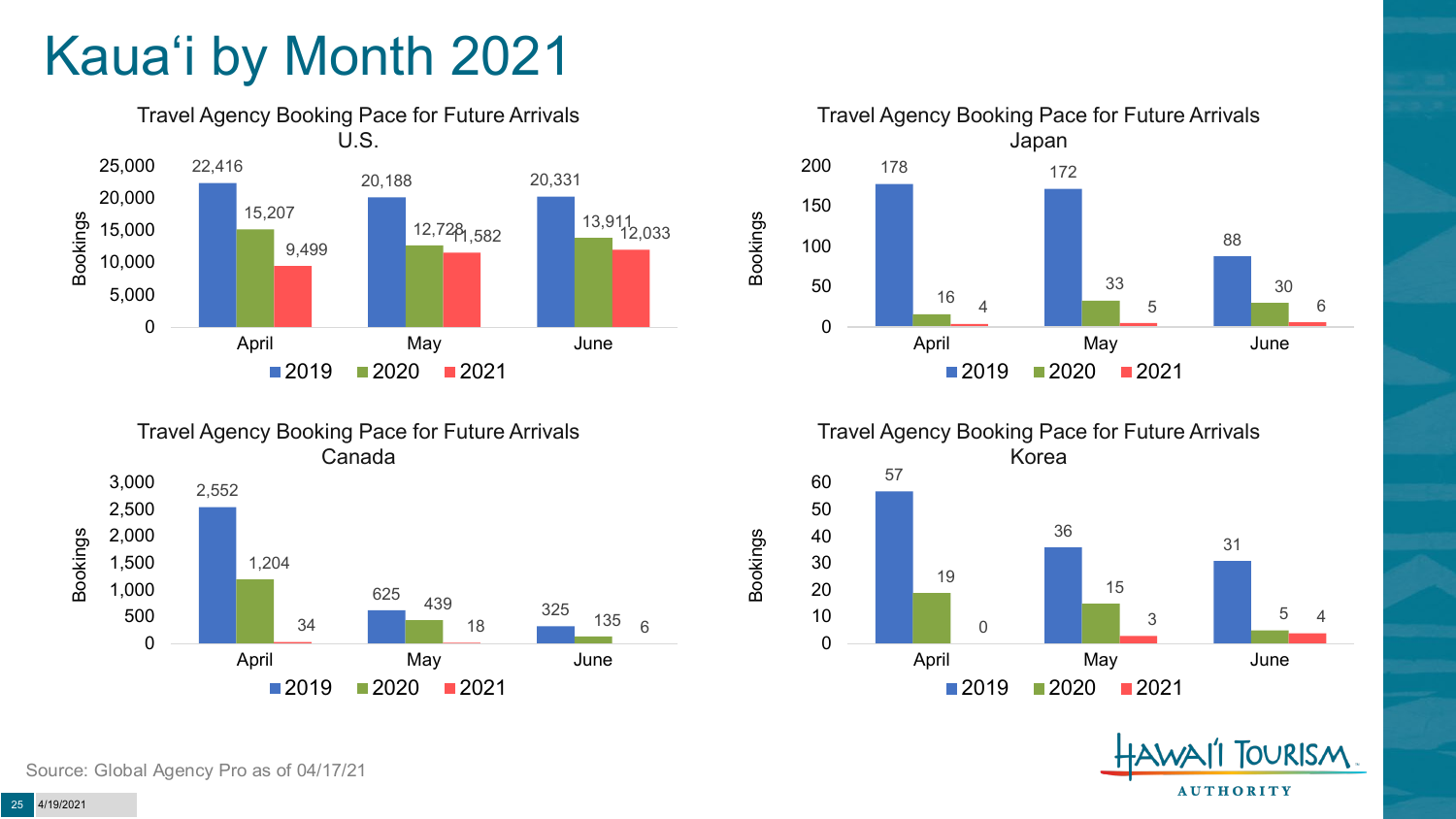# Kauaʻi by Month 2021

### Travel Agency Booking Pace for Future Arrivals U.S.

| Bookings | 2019 | 2020 | 2021 |
|---|---|---|---|
| April | 22,416 | 15,207 | 9,499 |
| May | 20,188 | 12,728 | 11,582 |
| June | 20,331 | 13,911 | 12,033 |

### Travel Agency Booking Pace for Future Arrivals Japan

| Bookings | 2019 | 2020 | 2021 |
|---|---|---|---|
| April | 178 | 16 | 4 |
| May | 172 | 33 | 5 |
| June | 88 | 30 | 6 |

### Travel Agency Booking Pace for Future Arrivals Canada

| Bookings | 2019 | 2020 | 2021 |
|---|---|---|---|
| April | 2,552 | 1,204 | 34 |
| May | 625 | 439 | 18 |
| June | 325 | 135 | 6 |

### Travel Agency Booking Pace for Future Arrivals Korea

| Bookings | 2019 | 2020 | 2021 |
|---|---|---|---|
| April | 57 | 19 | 0 |
| May | 36 | 15 | 3 |
| June | 31 | 5 | 4 |

Source: Global Agency Pro as of 04/17/21

4/19/2021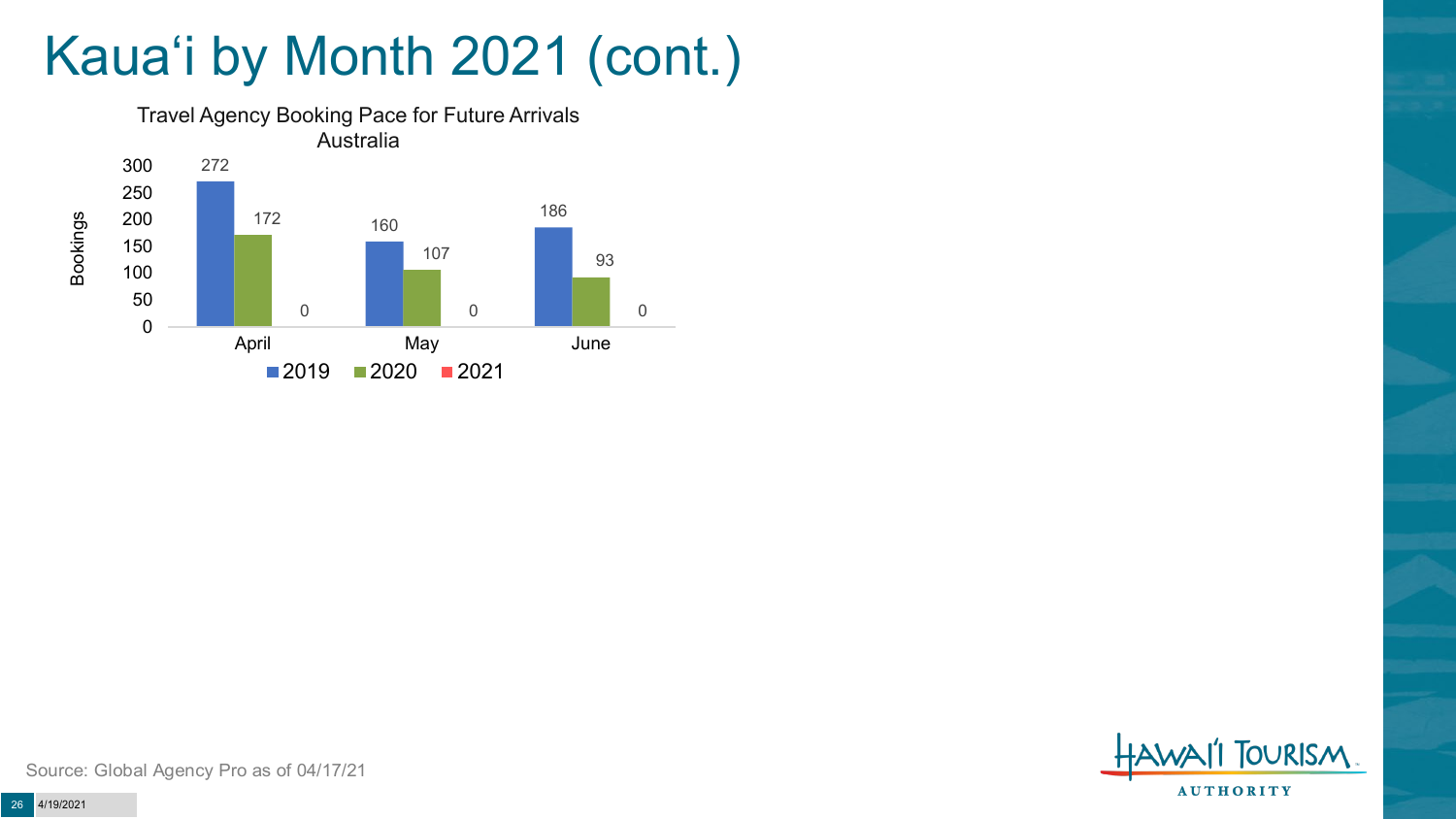# Kauaʻi by Month 2021 (cont.)

Travel Agency Booking Pace for Future Arrivals
Australia

| Month | 2019 | 2020 | 2021 |
|---|---|---|---|
| April | 272 | 172 | 0 |
| May | 160 | 107 | 0 |
| June | 186 | 93 | 0 |

Source: Global Agency Pro as of 04/17/21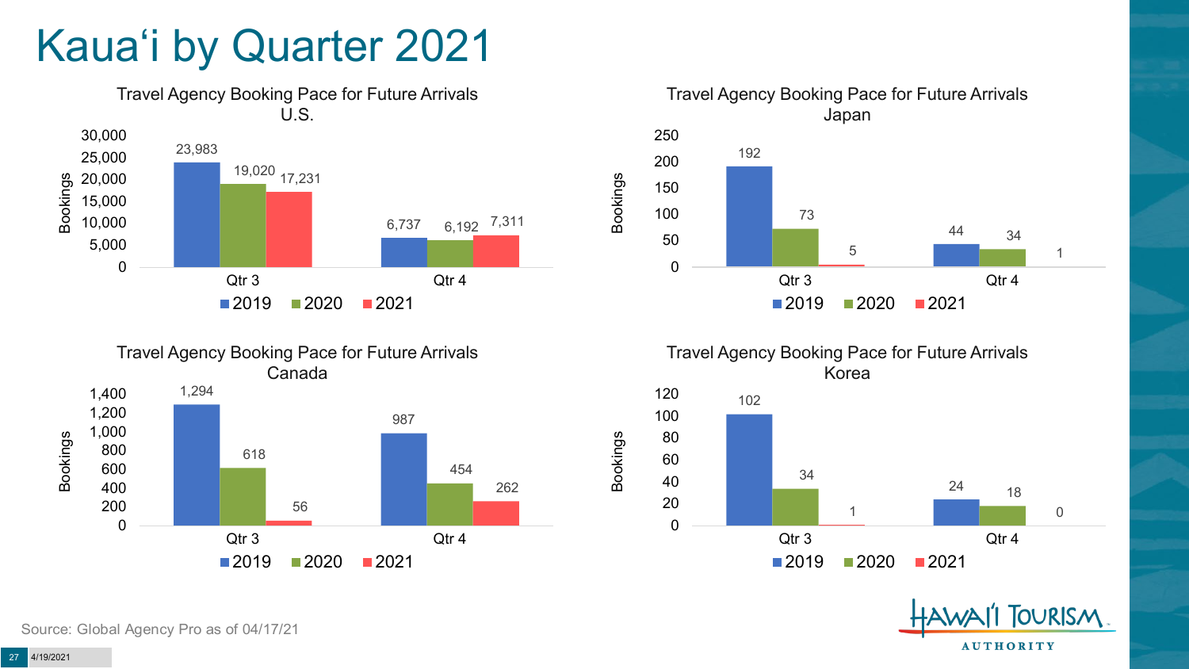# Kauaʻi by Quarter 2021

### Travel Agency Booking Pace for Future Arrivals U.S.

| Bookings | 2019 | 2020 | 2021 |
|---|---|---|---|
| Qtr 3 | 23,983 | 19,020 | 17,231 |
| Qtr 4 | 6,737 | 6,192 | 7,311 |

### Travel Agency Booking Pace for Future Arrivals Japan

| Bookings | 2019 | 2020 | 2021 |
|---|---|---|---|
| Qtr 3 | 192 | 73 | 5 |
| Qtr 4 | 44 | 34 | 1 |

### Travel Agency Booking Pace for Future Arrivals Canada

| Bookings | 2019 | 2020 | 2021 |
|---|---|---|---|
| Qtr 3 | 1,294 | 618 | 56 |
| Qtr 4 | 987 | 454 | 262 |

### Travel Agency Booking Pace for Future Arrivals Korea

| Bookings | 2019 | 2020 | 2021 |
|---|---|---|---|
| Qtr 3 | 102 | 34 | 1 |
| Qtr 4 | 24 | 18 | 0 |

Source: Global Agency Pro as of 04/17/21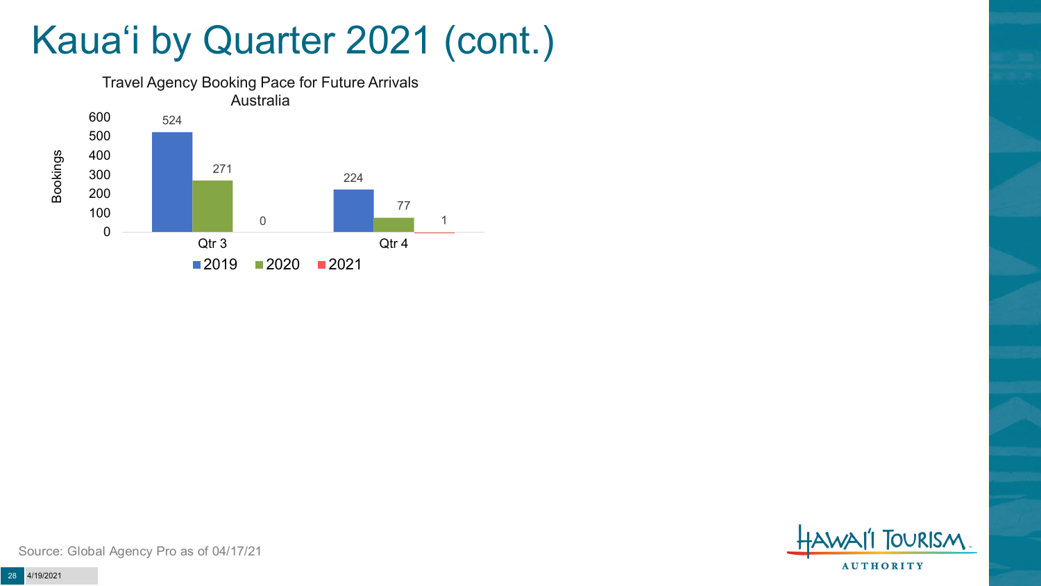# Kauaʻi by Quarter 2021 (cont.)

Travel Agency Booking Pace for Future Arrivals
Australia

| Bookings | 2019 | 2020 | 2021 |
|---|---|---|---|
| Qtr 3 | 524 | 271 | 0 |
| Qtr 4 | 224 | 77 | 1 |

Source: Global Agency Pro as of 04/17/21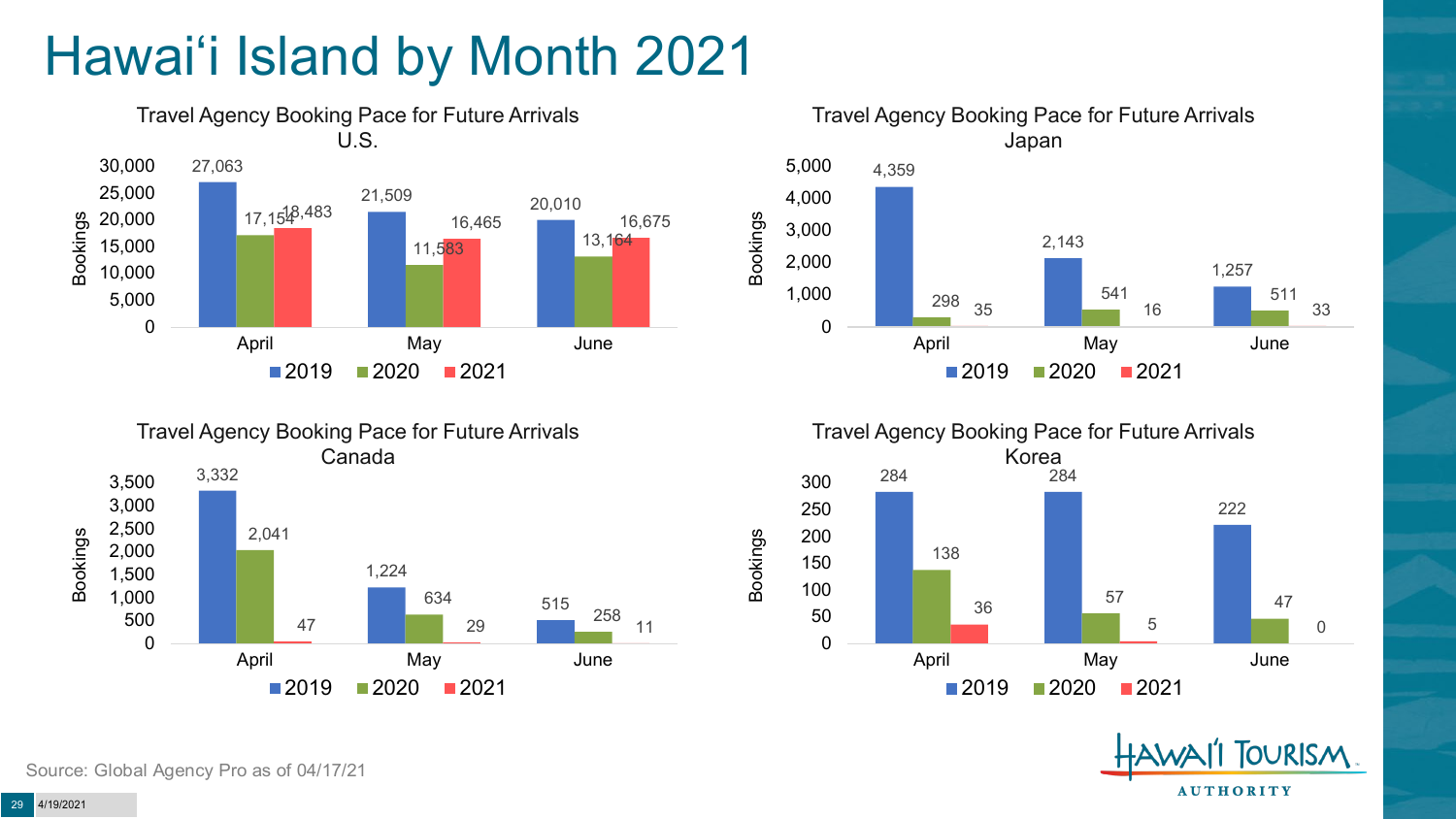# Hawai'i Island by Month 2021

**Travel Agency Booking Pace for Future Arrivals U.S.**

| Bookings | 2019 | 2020 | 2021 |
|---|---|---|---|
| April | 27,063 | 17,154 | 18,483 |
| May | 21,509 | 11,583 | 16,465 |
| June | 20,010 | 13,164 | 16,675 |

**Travel Agency Booking Pace for Future Arrivals Japan**

| Bookings | 2019 | 2020 | 2021 |
|---|---|---|---|
| April | 4,359 | 298 | 35 |
| May | 2,143 | 541 | 16 |
| June | 1,257 | 511 | 33 |

**Travel Agency Booking Pace for Future Arrivals Canada**

| Bookings | 2019 | 2020 | 2021 |
|---|---|---|---|
| April | 3,332 | 2,041 | 47 |
| May | 1,224 | 634 | 29 |
| June | 515 | 258 | 11 |

**Travel Agency Booking Pace for Future Arrivals Korea**

| Bookings | 2019 | 2020 | 2021 |
|---|---|---|---|
| April | 284 | 138 | 36 |
| May | 284 | 57 | 5 |
| June | 222 | 47 | 0 |

Source: Global Agency Pro as of 04/17/21

4/19/2021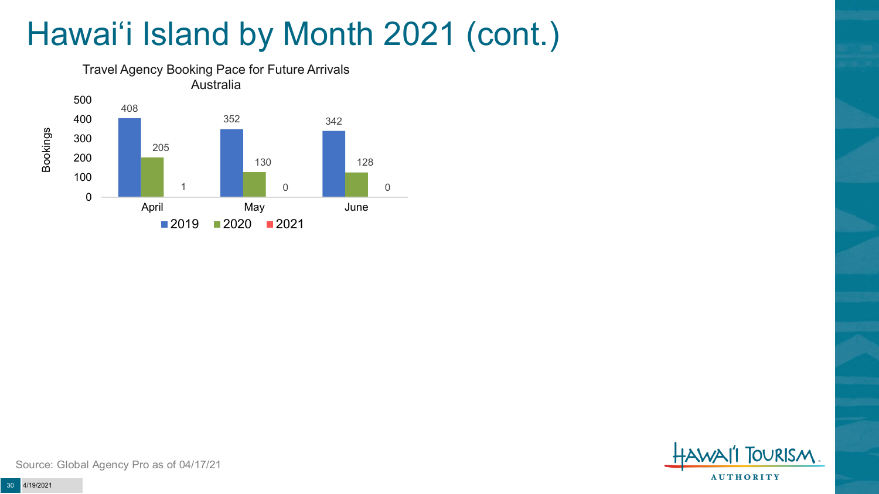# Hawai'i Island by Month 2021 (cont.)

**Travel Agency Booking Pace for Future Arrivals**
**Australia**

| Month | 2019 | 2020 | 2021 |
|---|---|---|---|
| April | 408 | 205 | 1 |
| May | 352 | 130 | 0 |
| June | 342 | 128 | 0 |

Source: Global Agency Pro as of 04/17/21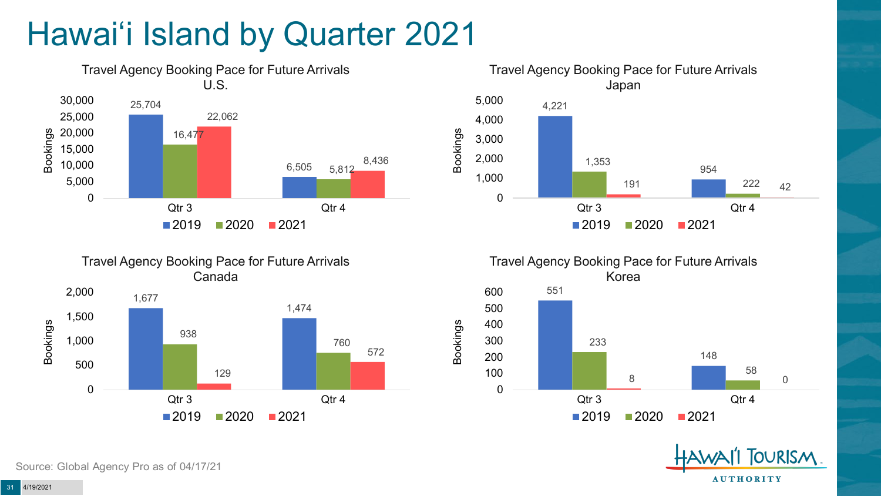# Hawai'i Island by Quarter 2021

**Travel Agency Booking Pace for Future Arrivals U.S.**

| Bookings | 2019 | 2020 | 2021 |
|---|---|---|---|
| Qtr 3 | 25,704 | 16,477 | 22,062 |
| Qtr 4 | 6,505 | 5,812 | 8,436 |

**Travel Agency Booking Pace for Future Arrivals Japan**

| Bookings | 2019 | 2020 | 2021 |
|---|---|---|---|
| Qtr 3 | 4,221 | 1,353 | 191 |
| Qtr 4 | 954 | 222 | 42 |

**Travel Agency Booking Pace for Future Arrivals Canada**

| Bookings | 2019 | 2020 | 2021 |
|---|---|---|---|
| Qtr 3 | 1,677 | 938 | 129 |
| Qtr 4 | 1,474 | 760 | 572 |

**Travel Agency Booking Pace for Future Arrivals Korea**

| Bookings | 2019 | 2020 | 2021 |
|---|---|---|---|
| Qtr 3 | 551 | 233 | 8 |
| Qtr 4 | 148 | 58 | 0 |

Source: Global Agency Pro as of 04/17/21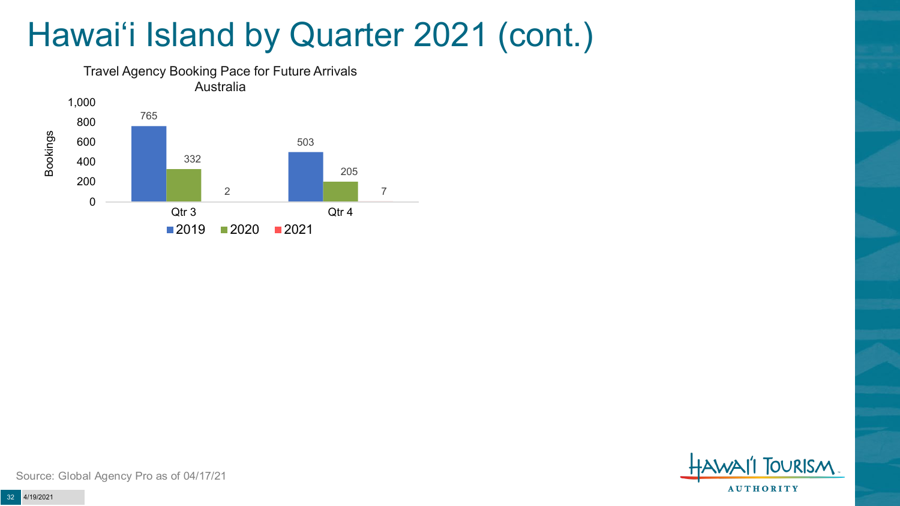# Hawai'i Island by Quarter 2021 (cont.)

Travel Agency Booking Pace for Future Arrivals
Australia

Bookings

1,000
800
600
400
200
0

765
332
2
503
205
7

Qtr 3
Qtr 4

2019 2020 2021

Source: Global Agency Pro as of 04/17/21